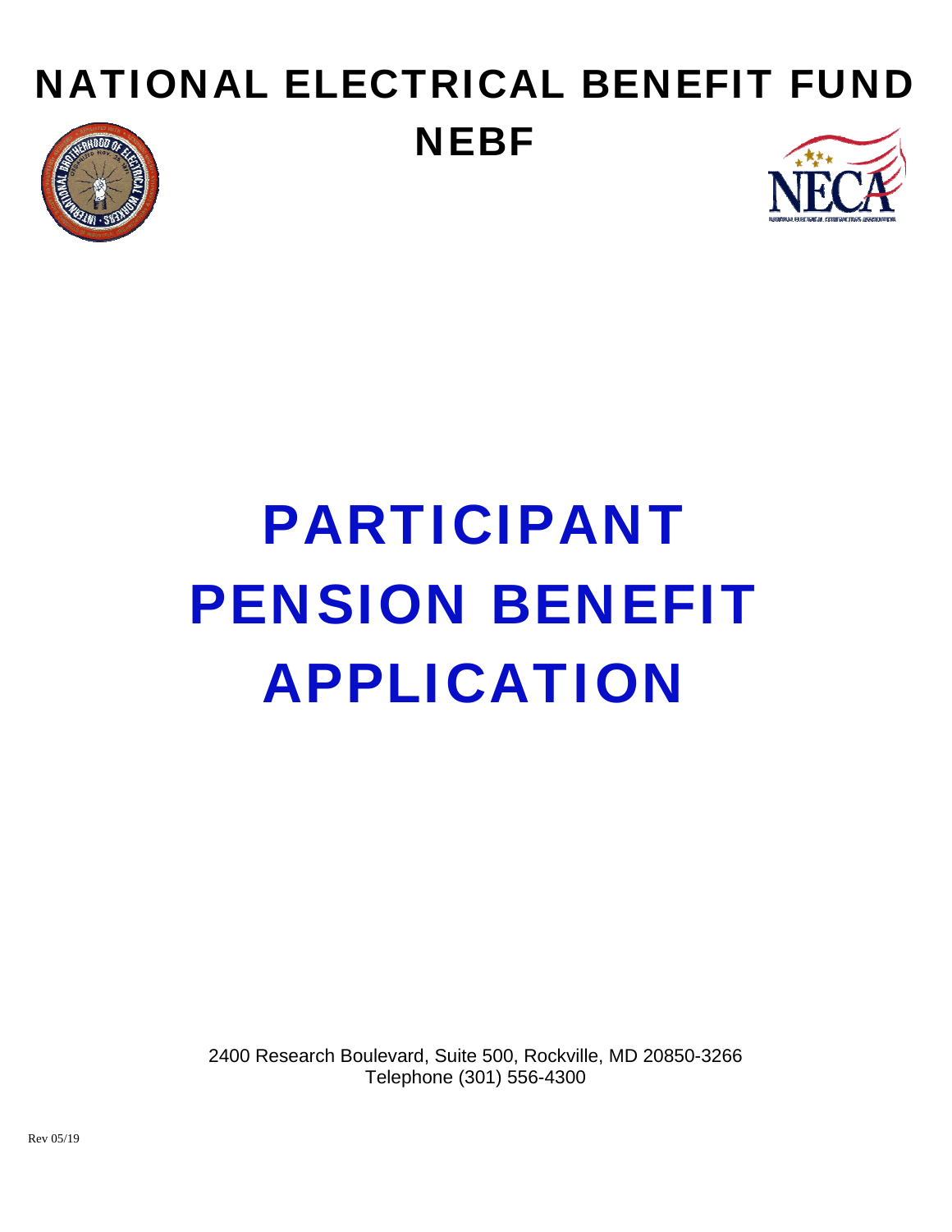# NATIONAL ELECTRICAL BENEFIT FUND

## NEBF

# PARTICIPANT PENSION BENEFIT APPLICATION

2400 Research Boulevard, Suite 500, Rockville, MD 20850-3266
Telephone (301) 556-4300

Rev 05/19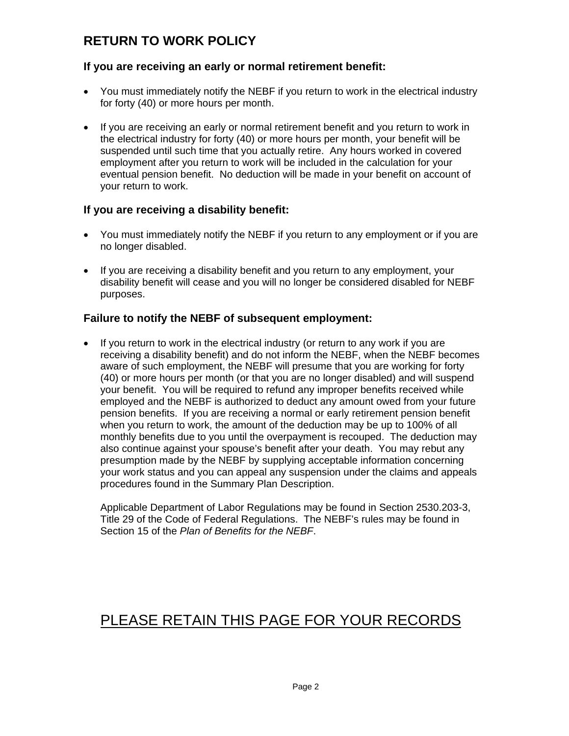## RETURN TO WORK POLICY

### If you are receiving an early or normal retirement benefit:

- You must immediately notify the NEBF if you return to work in the electrical industry for forty (40) or more hours per month.

- If you are receiving an early or normal retirement benefit and you return to work in the electrical industry for forty (40) or more hours per month, your benefit will be suspended until such time that you actually retire. Any hours worked in covered employment after you return to work will be included in the calculation for your eventual pension benefit. No deduction will be made in your benefit on account of your return to work.

### If you are receiving a disability benefit:

- You must immediately notify the NEBF if you return to any employment or if you are no longer disabled.

- If you are receiving a disability benefit and you return to any employment, your disability benefit will cease and you will no longer be considered disabled for NEBF purposes.

### Failure to notify the NEBF of subsequent employment:

- If you return to work in the electrical industry (or return to any work if you are receiving a disability benefit) and do not inform the NEBF, when the NEBF becomes aware of such employment, the NEBF will presume that you are working for forty (40) or more hours per month (or that you are no longer disabled) and will suspend your benefit. You will be required to refund any improper benefits received while employed and the NEBF is authorized to deduct any amount owed from your future pension benefits. If you are receiving a normal or early retirement pension benefit when you return to work, the amount of the deduction may be up to 100% of all monthly benefits due to you until the overpayment is recouped. The deduction may also continue against your spouse's benefit after your death. You may rebut any presumption made by the NEBF by supplying acceptable information concerning your work status and you can appeal any suspension under the claims and appeals procedures found in the Summary Plan Description.

  Applicable Department of Labor Regulations may be found in Section 2530.203-3, Title 29 of the Code of Federal Regulations. The NEBF's rules may be found in Section 15 of the *Plan of Benefits for the NEBF*.

<u>PLEASE RETAIN THIS PAGE FOR YOUR RECORDS</u>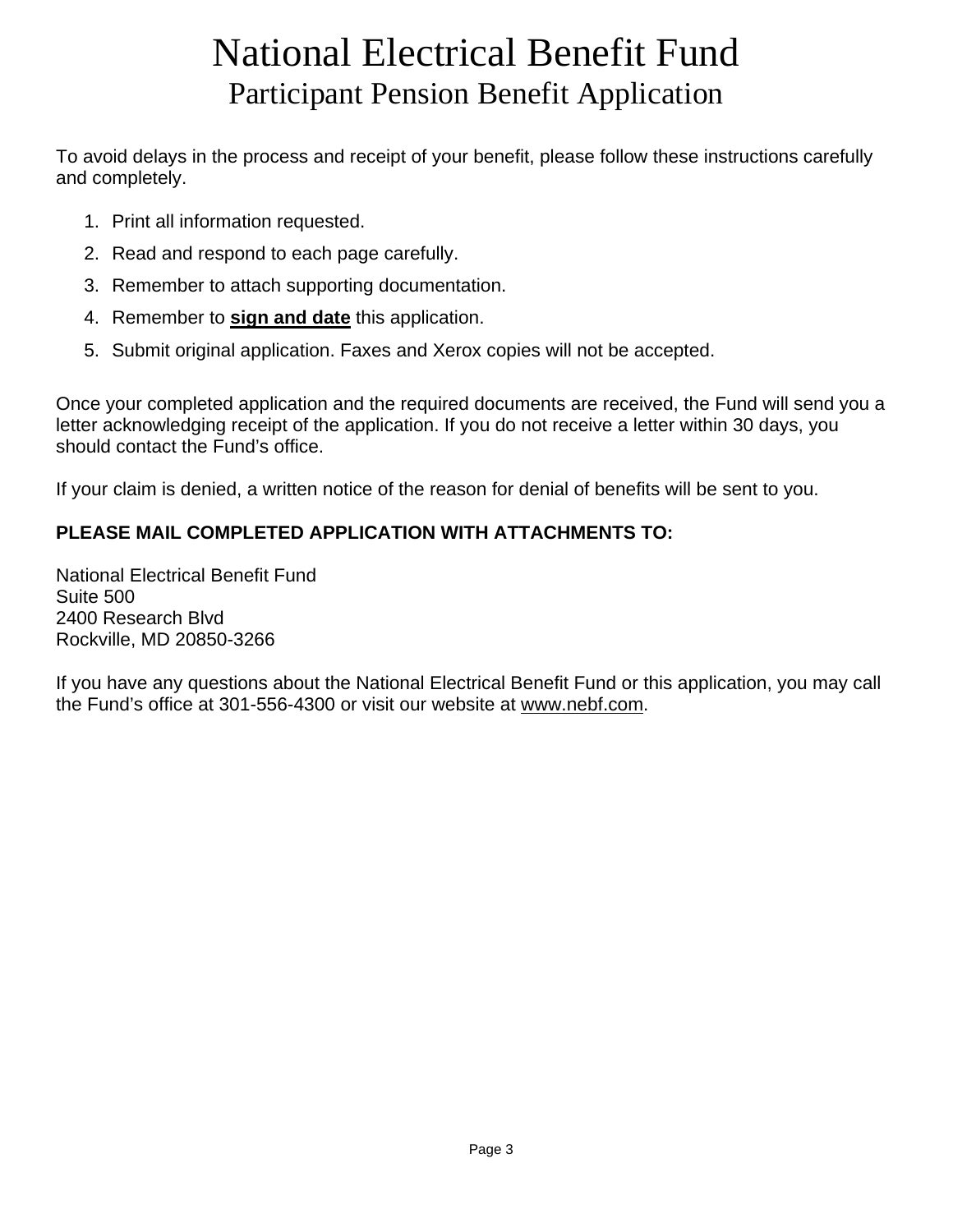# National Electrical Benefit Fund

## Participant Pension Benefit Application

To avoid delays in the process and receipt of your benefit, please follow these instructions carefully and completely.

1. Print all information requested.
2. Read and respond to each page carefully.
3. Remember to attach supporting documentation.
4. Remember to **sign and date** this application.
5. Submit original application. Faxes and Xerox copies will not be accepted.

Once your completed application and the required documents are received, the Fund will send you a letter acknowledging receipt of the application. If you do not receive a letter within 30 days, you should contact the Fund's office.

If your claim is denied, a written notice of the reason for denial of benefits will be sent to you.

**PLEASE MAIL COMPLETED APPLICATION WITH ATTACHMENTS TO:**

National Electrical Benefit Fund
Suite 500
2400 Research Blvd
Rockville, MD 20850-3266

If you have any questions about the National Electrical Benefit Fund or this application, you may call the Fund's office at 301-556-4300 or visit our website at www.nebf.com.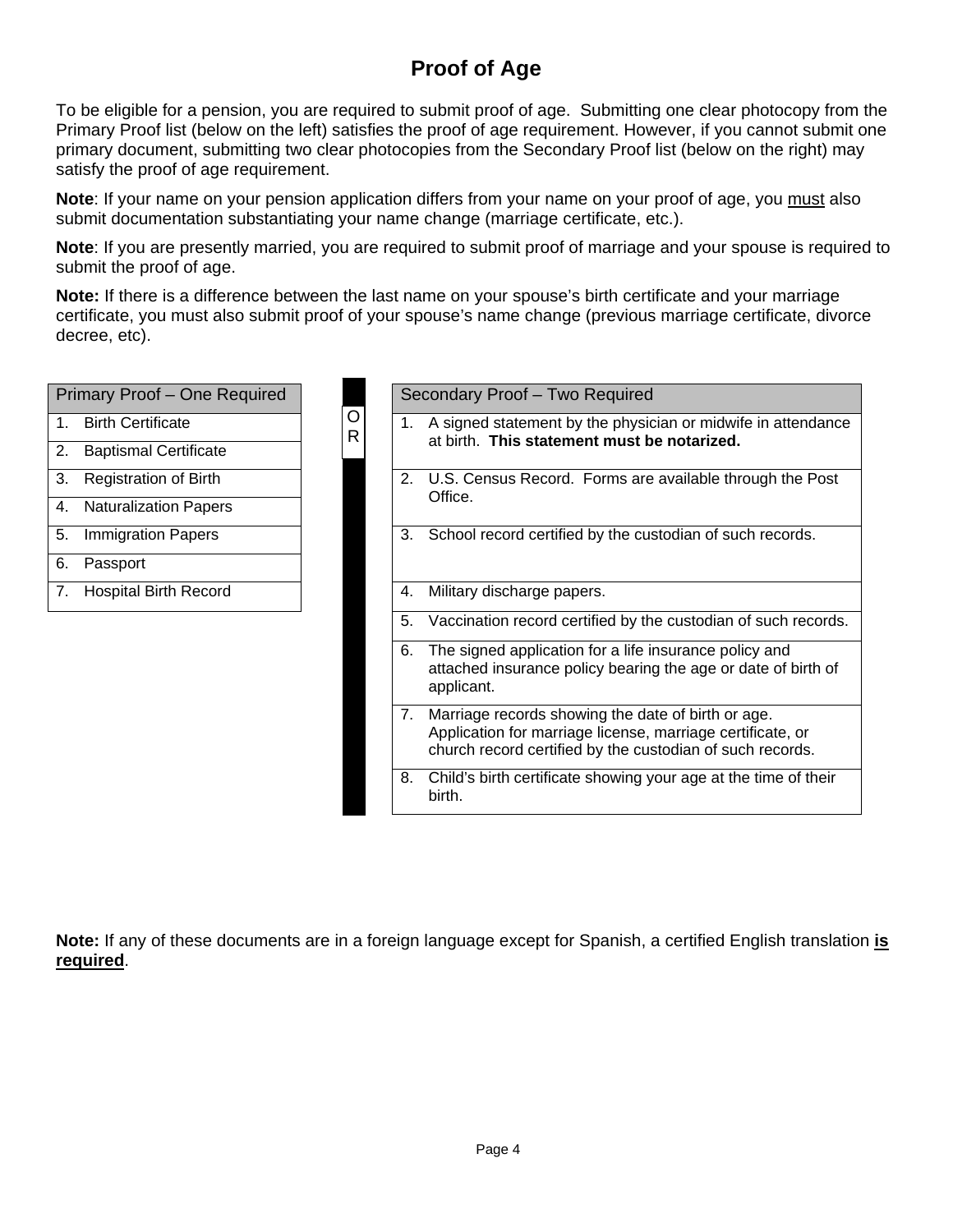# Proof of Age

To be eligible for a pension, you are required to submit proof of age. Submitting one clear photocopy from the Primary Proof list (below on the left) satisfies the proof of age requirement. However, if you cannot submit one primary document, submitting two clear photocopies from the Secondary Proof list (below on the right) may satisfy the proof of age requirement.

**Note**: If your name on your pension application differs from your name on your proof of age, you <u>must</u> also submit documentation substantiating your name change (marriage certificate, etc.).

**Note**: If you are presently married, you are required to submit proof of marriage and your spouse is required to submit the proof of age.

**Note:** If there is a difference between the last name on your spouse's birth certificate and your marriage certificate, you must also submit proof of your spouse's name change (previous marriage certificate, divorce decree, etc).

| Primary Proof – One Required |
|---|
| 1. Birth Certificate |
| 2. Baptismal Certificate |
| 3. Registration of Birth |
| 4. Naturalization Papers |
| 5. Immigration Papers |
| 6. Passport |
| 7. Hospital Birth Record |

OR

| Secondary Proof – Two Required |
|---|
| 1. A signed statement by the physician or midwife in attendance at birth. **This statement must be notarized.** |
| 2. U.S. Census Record. Forms are available through the Post Office. |
| 3. School record certified by the custodian of such records. |
| 4. Military discharge papers. |
| 5. Vaccination record certified by the custodian of such records. |
| 6. The signed application for a life insurance policy and attached insurance policy bearing the age or date of birth of applicant. |
| 7. Marriage records showing the date of birth or age. Application for marriage license, marriage certificate, or church record certified by the custodian of such records. |
| 8. Child's birth certificate showing your age at the time of their birth. |

**Note:** If any of these documents are in a foreign language except for Spanish, a certified English translation **<u>is required</u>**.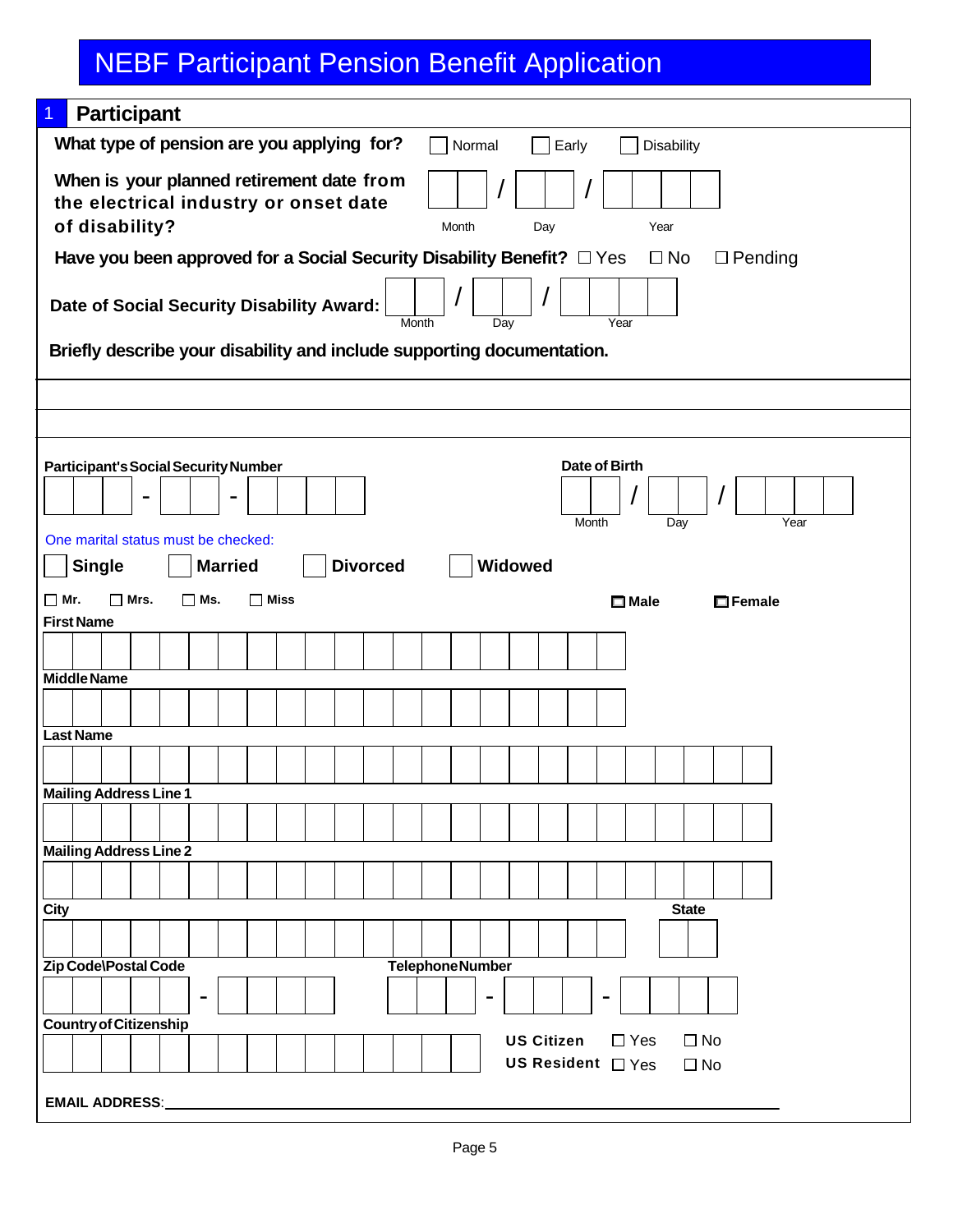# NEBF Participant Pension Benefit Application

## 1 Participant

**What type of pension are you applying for?** ☐ Normal ☐ Early ☐ Disability

**When is your planned retirement date from the electrical industry or onset date of disability?** ___ / ___ / _____ (Month / Day / Year)

**Have you been approved for a Social Security Disability Benefit?** ☐ Yes ☐ No ☐ Pending

**Date of Social Security Disability Award:** ___ / ___ / _____ (Month / Day / Year)

**Briefly describe your disability and include supporting documentation.**

______________________________________________

______________________________________________

**Participant's Social Security Number** ___ - __ - ____

**Date of Birth** ___ / ___ / _____ (Month / Day / Year)

One marital status must be checked:

☐ **Single** ☐ **Married** ☐ **Divorced** ☐ **Widowed**

☐ **Mr.** ☐ **Mrs.** ☐ **Ms.** ☐ **Miss**

☐ **Male** ☐ **Female**

**First Name**

**Middle Name**

**Last Name**

**Mailing Address Line 1**

**Mailing Address Line 2**

**City**

**State**

**Zip Code\Postal Code** _____ - ____

**Telephone Number** ___ - ___ - ____

**Country of Citizenship**

**US Citizen** ☐ Yes ☐ No

**US Resident** ☐ Yes ☐ No

**EMAIL ADDRESS**: ______________________________________________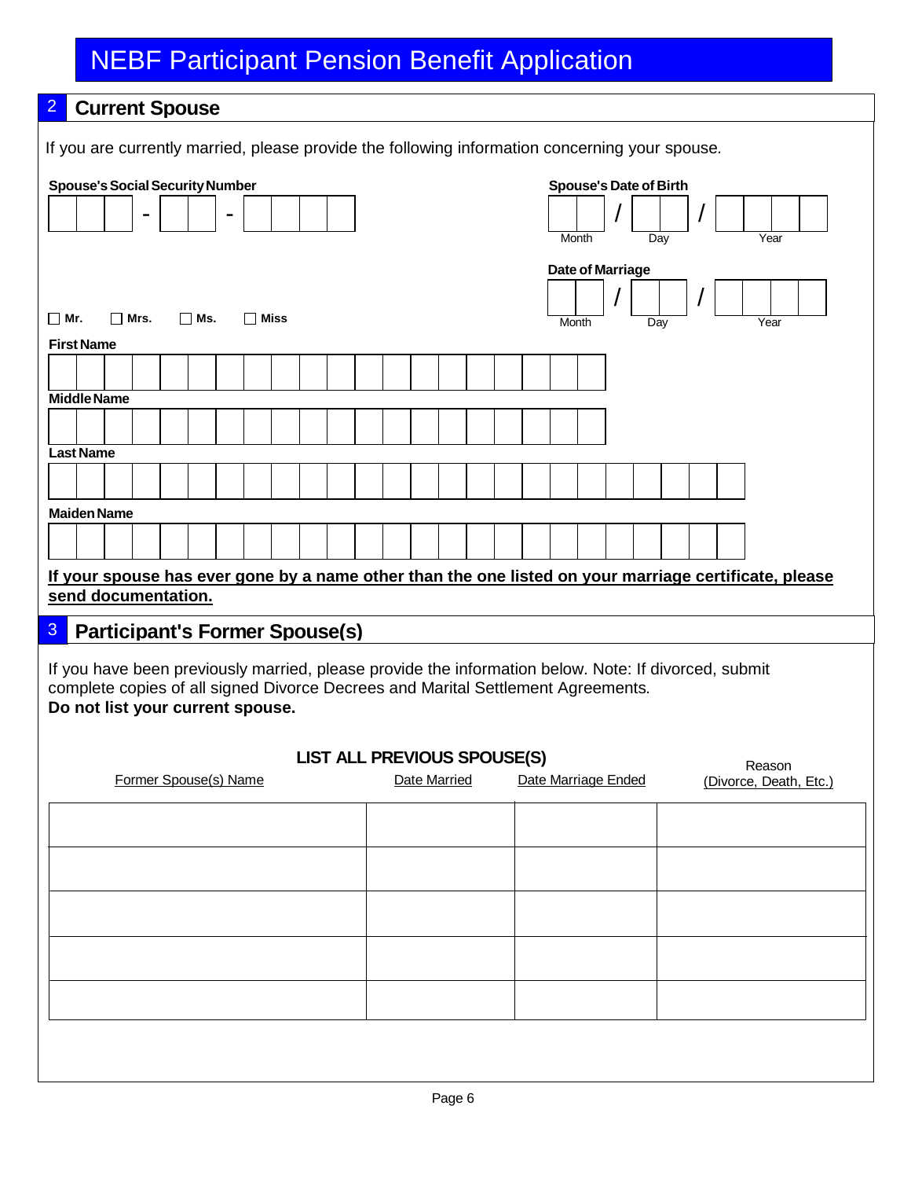# NEBF Participant Pension Benefit Application

## 2 Current Spouse

If you are currently married, please provide the following information concerning your spouse.

**Spouse's Social Security Number**

\_\_\_ - \_\_ - \_\_\_\_

**Spouse's Date of Birth**

Month / Day / Year

**Date of Marriage**

Month / Day / Year

☐ Mr. ☐ Mrs. ☐ Ms. ☐ Miss

**First Name**

**Middle Name**

**Last Name**

**Maiden Name**

**If your spouse has ever gone by a name other than the one listed on your marriage certificate, please send documentation.**

## 3 Participant's Former Spouse(s)

If you have been previously married, please provide the information below. Note: If divorced, submit complete copies of all signed Divorce Decrees and Marital Settlement Agreements.
**Do not list your current spouse.**

**LIST ALL PREVIOUS SPOUSE(S)**

| Former Spouse(s) Name | Date Married | Date Marriage Ended | Reason (Divorce, Death, Etc.) |
|---|---|---|---|
| | | | |
| | | | |
| | | | |
| | | | |
| | | | |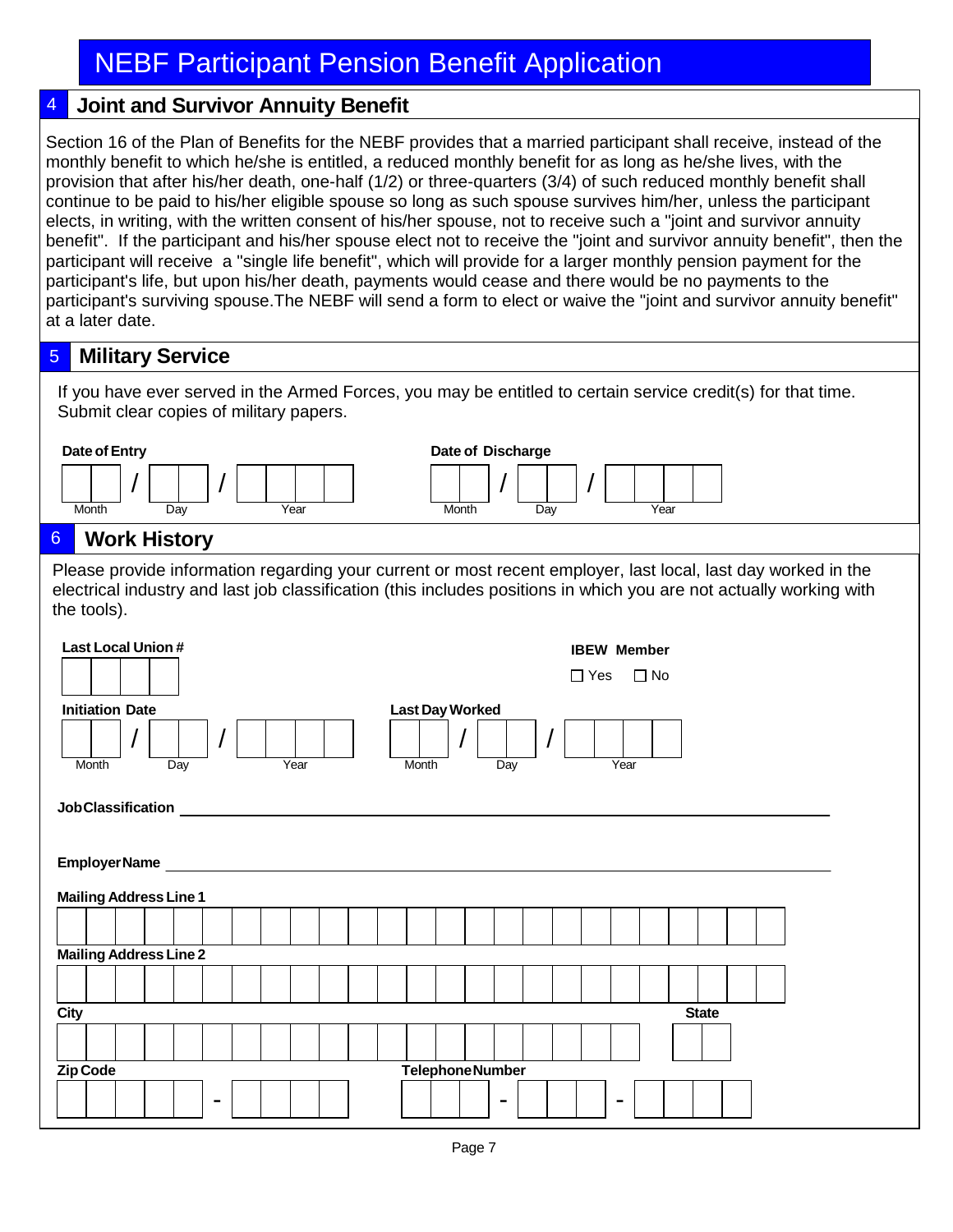# NEBF Participant Pension Benefit Application

## 4 Joint and Survivor Annuity Benefit

Section 16 of the Plan of Benefits for the NEBF provides that a married participant shall receive, instead of the monthly benefit to which he/she is entitled, a reduced monthly benefit for as long as he/she lives, with the provision that after his/her death, one-half (1/2) or three-quarters (3/4) of such reduced monthly benefit shall continue to be paid to his/her eligible spouse so long as such spouse survives him/her, unless the participant elects, in writing, with the written consent of his/her spouse, not to receive such a "joint and survivor annuity benefit". If the participant and his/her spouse elect not to receive the "joint and survivor annuity benefit", then the participant will receive a "single life benefit", which will provide for a larger monthly pension payment for the participant's life, but upon his/her death, payments would cease and there would be no payments to the participant's surviving spouse.The NEBF will send a form to elect or waive the "joint and survivor annuity benefit" at a later date.

## 5 Military Service

If you have ever served in the Armed Forces, you may be entitled to certain service credit(s) for that time. Submit clear copies of military papers.

**Date of Entry** ____ / ____ / ________ (Month / Day / Year)

**Date of Discharge** ____ / ____ / ________ (Month / Day / Year)

## 6 Work History

Please provide information regarding your current or most recent employer, last local, last day worked in the electrical industry and last job classification (this includes positions in which you are not actually working with the tools).

**Last Local Union #** ________

**IBEW Member** ☐ Yes ☐ No

**Initiation Date** ____ / ____ / ________ (Month / Day / Year)

**Last Day Worked** ____ / ____ / ________ (Month / Day / Year)

**Job Classification** ______________________________

**Employer Name** ______________________________

**Mailing Address Line 1** ______________________________

**Mailing Address Line 2** ______________________________

**City** ______________________________ **State** ____

**Zip Code** _____ - ____

**Telephone Number** ___ - ___ - ____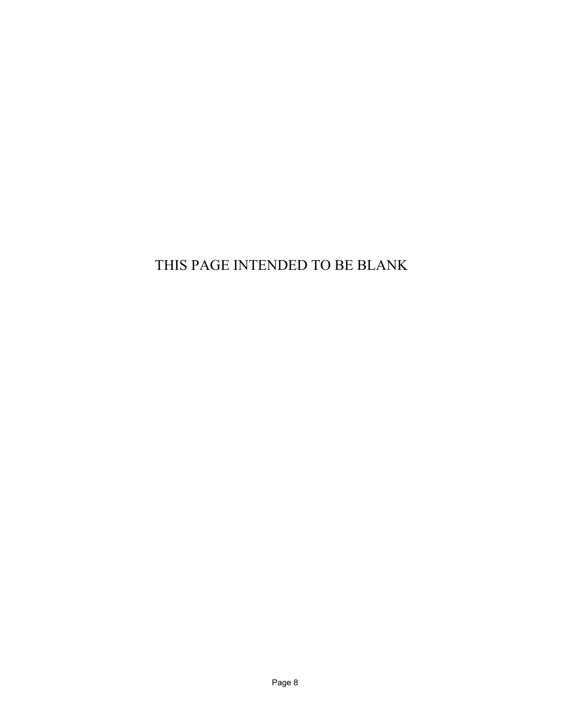THIS PAGE INTENDED TO BE BLANK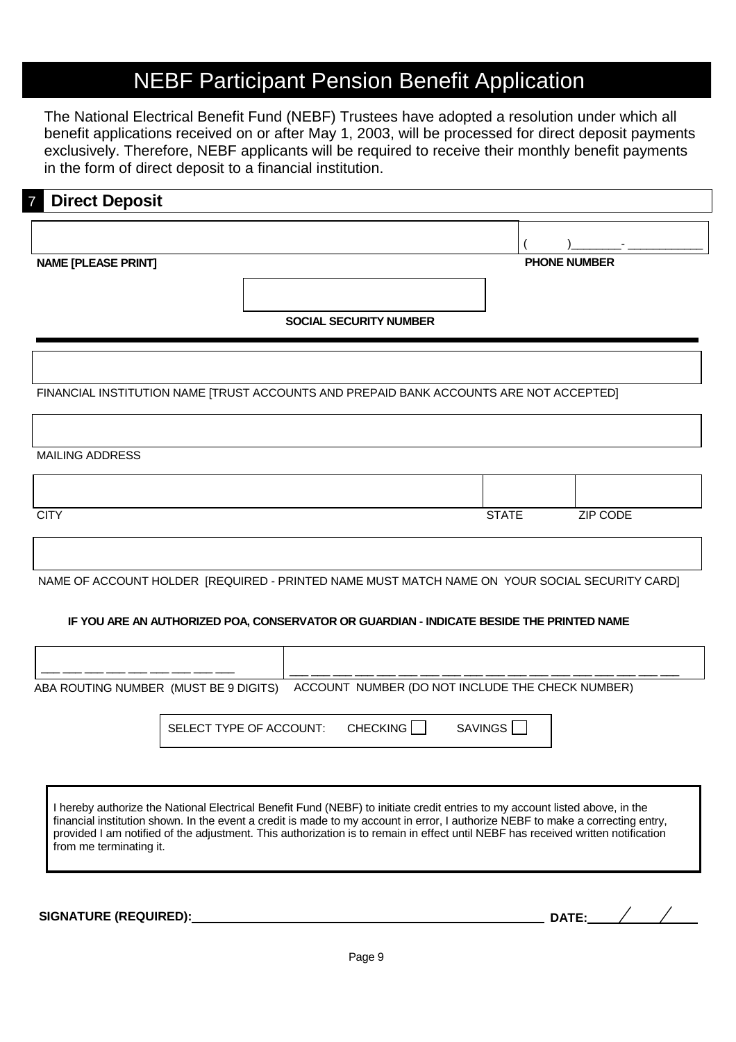# NEBF Participant Pension Benefit Application

The National Electrical Benefit Fund (NEBF) Trustees have adopted a resolution under which all benefit applications received on or after May 1, 2003, will be processed for direct deposit payments exclusively. Therefore, NEBF applicants will be required to receive their monthly benefit payments in the form of direct deposit to a financial institution.

## 7 Direct Deposit

**NAME [PLEASE PRINT]** ____________________ **PHONE NUMBER** ( )_______-__________

**SOCIAL SECURITY NUMBER** ____________________

FINANCIAL INSTITUTION NAME [TRUST ACCOUNTS AND PREPAID BANK ACCOUNTS ARE NOT ACCEPTED] ____________________

MAILING ADDRESS ____________________

CITY ____________________ STATE ________ ZIP CODE ________

NAME OF ACCOUNT HOLDER [REQUIRED - PRINTED NAME MUST MATCH NAME ON YOUR SOCIAL SECURITY CARD] ____________________

**IF YOU ARE AN AUTHORIZED POA, CONSERVATOR OR GUARDIAN - INDICATE BESIDE THE PRINTED NAME**

ABA ROUTING NUMBER (MUST BE 9 DIGITS) ___ ___ ___ ___ ___ ___ ___ ___ ___

ACCOUNT NUMBER (DO NOT INCLUDE THE CHECK NUMBER) ___ ___ ___ ___ ___ ___ ___ ___ ___ ___ ___ ___ ___ ___ ___ ___ ___ ___ ___

SELECT TYPE OF ACCOUNT: CHECKING ☐ SAVINGS ☐

I hereby authorize the National Electrical Benefit Fund (NEBF) to initiate credit entries to my account listed above, in the financial institution shown. In the event a credit is made to my account in error, I authorize NEBF to make a correcting entry, provided I am notified of the adjustment. This authorization is to remain in effect until NEBF has received written notification from me terminating it.

**SIGNATURE (REQUIRED):** ____________________ **DATE:** ____/____/____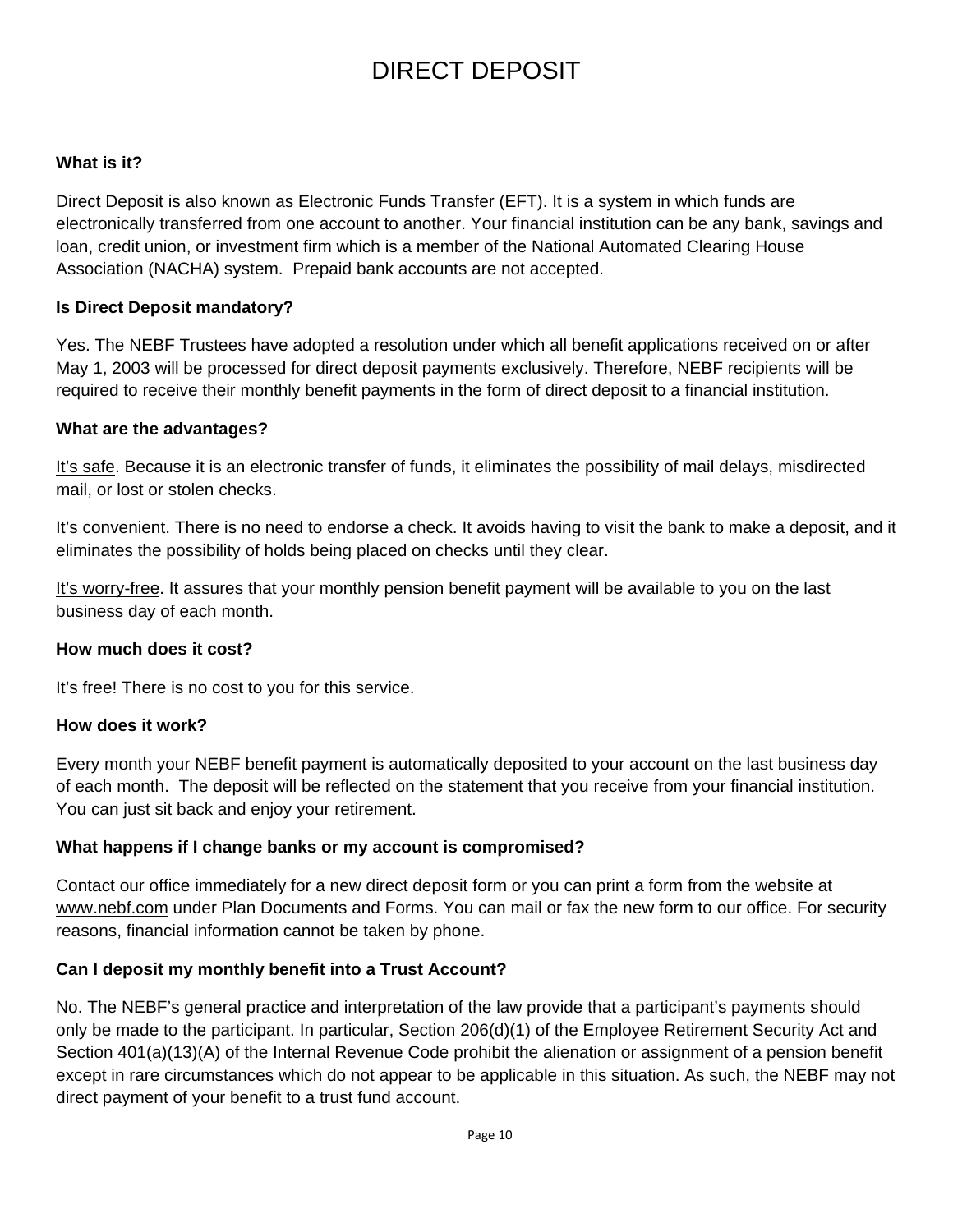# DIRECT DEPOSIT

**What is it?**

Direct Deposit is also known as Electronic Funds Transfer (EFT). It is a system in which funds are electronically transferred from one account to another. Your financial institution can be any bank, savings and loan, credit union, or investment firm which is a member of the National Automated Clearing House Association (NACHA) system. Prepaid bank accounts are not accepted.

**Is Direct Deposit mandatory?**

Yes. The NEBF Trustees have adopted a resolution under which all benefit applications received on or after May 1, 2003 will be processed for direct deposit payments exclusively. Therefore, NEBF recipients will be required to receive their monthly benefit payments in the form of direct deposit to a financial institution.

**What are the advantages?**

<u>It's safe</u>. Because it is an electronic transfer of funds, it eliminates the possibility of mail delays, misdirected mail, or lost or stolen checks.

<u>It's convenient</u>. There is no need to endorse a check. It avoids having to visit the bank to make a deposit, and it eliminates the possibility of holds being placed on checks until they clear.

<u>It's worry-free</u>. It assures that your monthly pension benefit payment will be available to you on the last business day of each month.

**How much does it cost?**

It's free! There is no cost to you for this service.

**How does it work?**

Every month your NEBF benefit payment is automatically deposited to your account on the last business day of each month. The deposit will be reflected on the statement that you receive from your financial institution. You can just sit back and enjoy your retirement.

**What happens if I change banks or my account is compromised?**

Contact our office immediately for a new direct deposit form or you can print a form from the website at <u>www.nebf.com</u> under Plan Documents and Forms. You can mail or fax the new form to our office. For security reasons, financial information cannot be taken by phone.

**Can I deposit my monthly benefit into a Trust Account?**

No. The NEBF's general practice and interpretation of the law provide that a participant's payments should only be made to the participant. In particular, Section 206(d)(1) of the Employee Retirement Security Act and Section 401(a)(13)(A) of the Internal Revenue Code prohibit the alienation or assignment of a pension benefit except in rare circumstances which do not appear to be applicable in this situation. As such, the NEBF may not direct payment of your benefit to a trust fund account.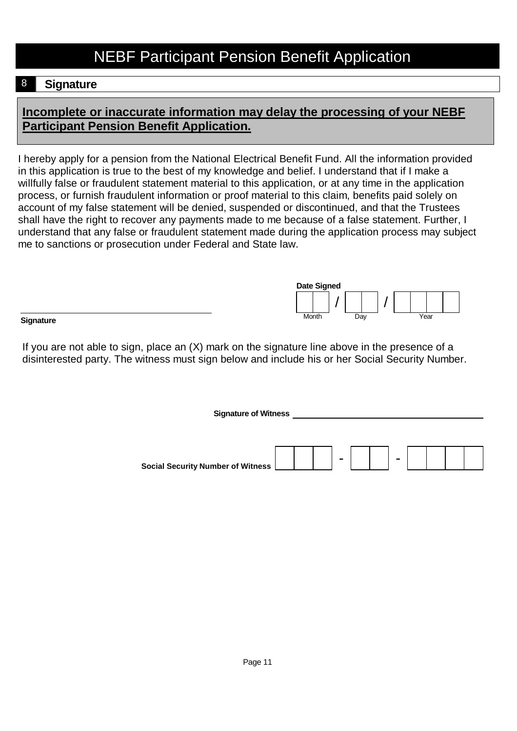# NEBF Participant Pension Benefit Application

## 8 Signature

**Incomplete or inaccurate information may delay the processing of your NEBF Participant Pension Benefit Application.**

I hereby apply for a pension from the National Electrical Benefit Fund. All the information provided in this application is true to the best of my knowledge and belief. I understand that if I make a willfully false or fraudulent statement material to this application, or at any time in the application process, or furnish fraudulent information or proof material to this claim, benefits paid solely on account of my false statement will be denied, suspended or discontinued, and that the Trustees shall have the right to recover any payments made to me because of a false statement. Further, I understand that any false or fraudulent statement made during the application process may subject me to sanctions or prosecution under Federal and State law.

**Signature** ______________________________

**Date Signed** ___ ___ / ___ ___ / ___ ___ ___ ___
Month / Day / Year

If you are not able to sign, place an (X) mark on the signature line above in the presence of a disinterested party. The witness must sign below and include his or her Social Security Number.

**Signature of Witness** ______________________________

**Social Security Number of Witness** ___ ___ ___ - ___ ___ - ___ ___ ___ ___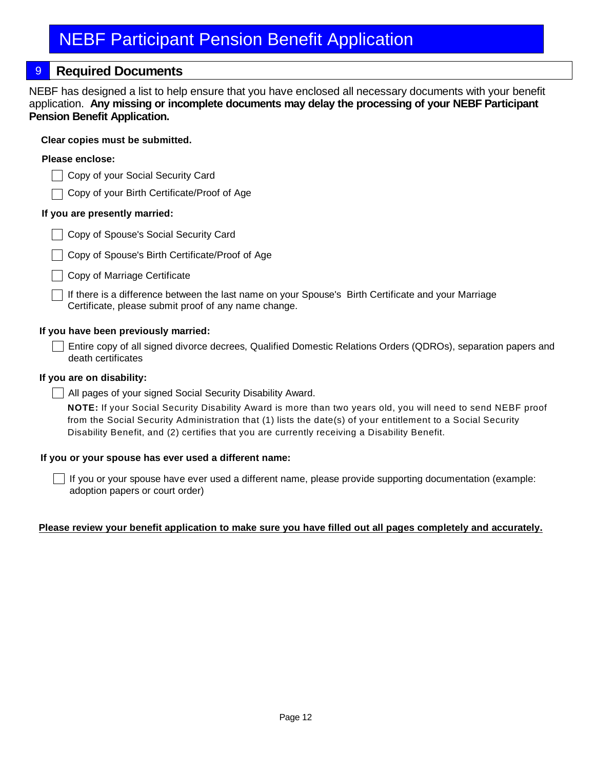# NEBF Participant Pension Benefit Application

## 9 Required Documents

NEBF has designed a list to help ensure that you have enclosed all necessary documents with your benefit application. **Any missing or incomplete documents may delay the processing of your NEBF Participant Pension Benefit Application.**

**Clear copies must be submitted.**

**Please enclose:**

- [ ] Copy of your Social Security Card
- [ ] Copy of your Birth Certificate/Proof of Age

**If you are presently married:**

- [ ] Copy of Spouse's Social Security Card
- [ ] Copy of Spouse's Birth Certificate/Proof of Age
- [ ] Copy of Marriage Certificate
- [ ] If there is a difference between the last name on your Spouse's Birth Certificate and your Marriage Certificate, please submit proof of any name change.

**If you have been previously married:**

- [ ] Entire copy of all signed divorce decrees, Qualified Domestic Relations Orders (QDROs), separation papers and death certificates

**If you are on disability:**

- [ ] All pages of your signed Social Security Disability Award.

**NOTE:** If your Social Security Disability Award is more than two years old, you will need to send NEBF proof from the Social Security Administration that (1) lists the date(s) of your entitlement to a Social Security Disability Benefit, and (2) certifies that you are currently receiving a Disability Benefit.

**If you or your spouse has ever used a different name:**

- [ ] If you or your spouse have ever used a different name, please provide supporting documentation (example: adoption papers or court order)

**Please review your benefit application to make sure you have filled out all pages completely and accurately.**